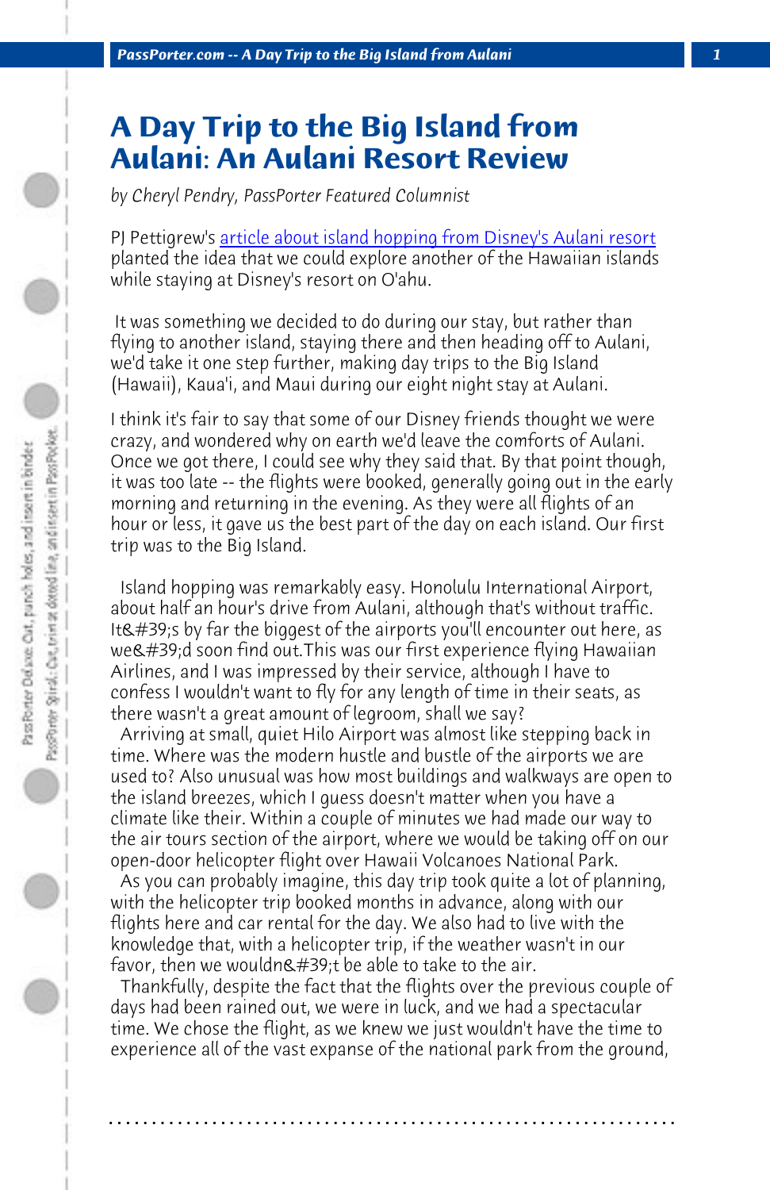# A Day Trip to the Big Island from Aulani: An Aulani Resort Review

*by Cheryl Pendry, PassPorter Featured Columnist*

PJ Pettigrew's article about island hopping from Disney's Aulani resort planted the idea that we could explore another of the Hawaiian islands while staying at Disney's resort on O'ahu.

It was something we decided to do during our stay, but rather than flying to another island, staying there and then heading off to Aulani, we'd take it one step further, making day trips to the Big Island (Hawaii), Kaua'i, and Maui during our eight night stay at Aulani.

I think it's fair to say that some of our Disney friends thought we were crazy, and wondered why on earth we'd leave the comforts of Aulani. Once we got there, I could see why they said that. By that point though, it was too late -- the flights were booked, generally going out in the early morning and returning in the evening. As they were all flights of an hour or less, it gave us the best part of the day on each island. Our first trip was to the Big Island.

Island hopping was remarkably easy. Honolulu International Airport, about half an hour's drive from Aulani, although that's without traffic. It&#39;s by far the biggest of the airports you'll encounter out here, as we&#39;d soon find out.This was our first experience flying Hawaiian Airlines, and I was impressed by their service, although I have to confess I wouldn't want to fly for any length of time in their seats, as there wasn't a great amount of legroom, shall we say?

Arriving at small, quiet Hilo Airport was almost like stepping back in time. Where was the modern hustle and bustle of the airports we are used to? Also unusual was how most buildings and walkways are open to the island breezes, which I guess doesn't matter when you have a climate like their. Within a couple of minutes we had made our way to the air tours section of the airport, where we would be taking off on our open-door helicopter flight over Hawaii Volcanoes National Park.

As you can probably imagine, this day trip took quite a lot of planning, with the helicopter trip booked months in advance, along with our flights here and car rental for the day. We also had to live with the knowledge that, with a helicopter trip, if the weather wasn't in our favor, then we wouldn&#39;t be able to take to the air.

Thankfully, despite the fact that the flights over the previous couple of days had been rained out, we were in luck, and we had a spectacular time. We chose the flight, as we knew we just wouldn't have the time to experience all of the vast expanse of the national park from the ground,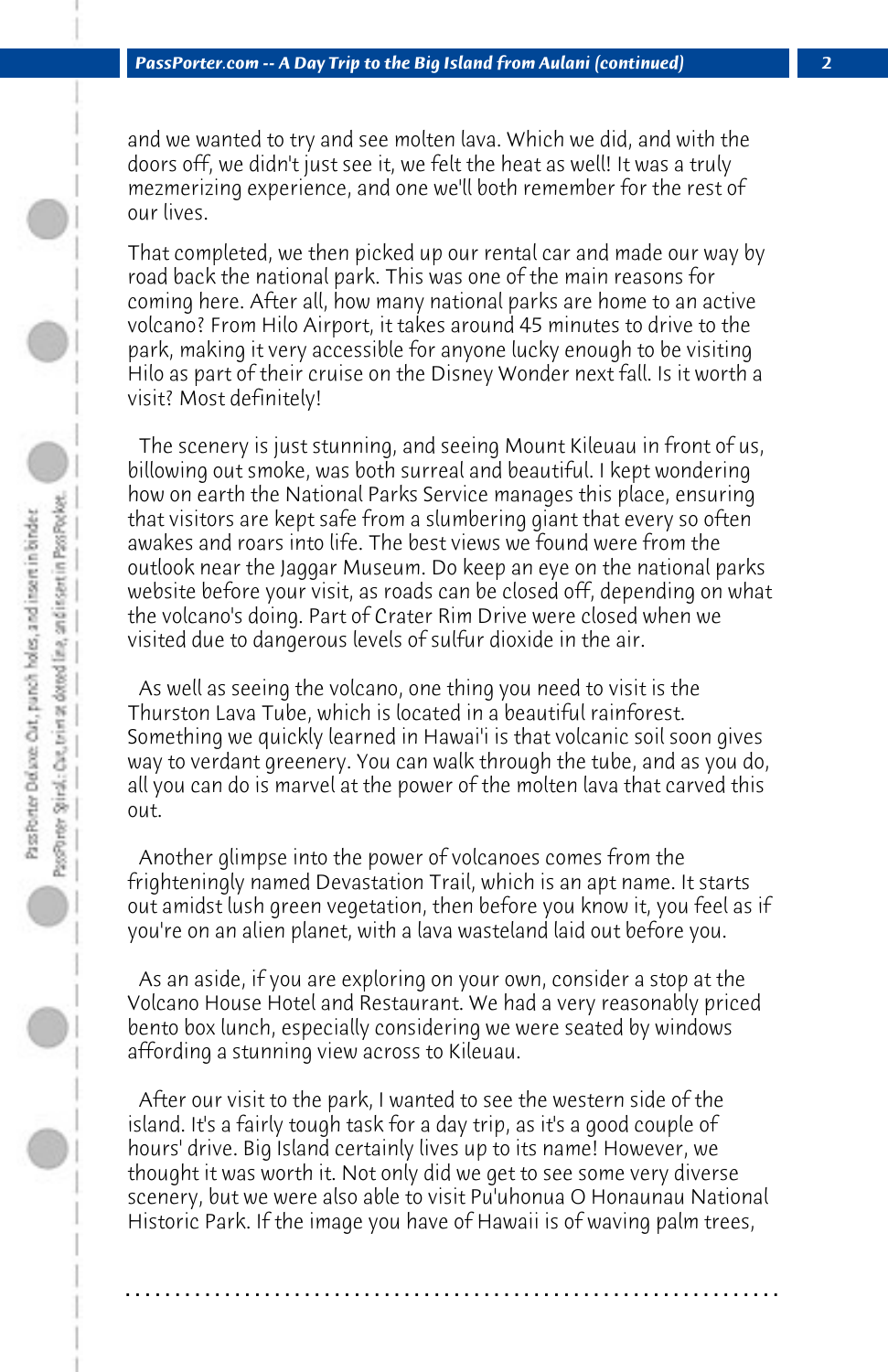and we wanted to try and see molten lava. Which we did, and with the doors off, we didn't just see it, we felt the heat as well! It was a truly mezmerizing experience, and one we'll both remember for the rest of our lives.

That completed, we then picked up our rental car and made our way by road back the national park. This was one of the main reasons for coming here. After all, how many national parks are home to an active volcano? From Hilo Airport, it takes around 45 minutes to drive to the park, making it very accessible for anyone lucky enough to be visiting Hilo as part of their cruise on the Disney Wonder next fall. Is it worth a visit? Most definitely!

The scenery is just stunning, and seeing Mount Kileuau in front of us, billowing out smoke, was both surreal and beautiful. I kept wondering how on earth the National Parks Service manages this place, ensuring that visitors are kept safe from a slumbering giant that every so often awakes and roars into life. The best views we found were from the outlook near the Jaggar Museum. Do keep an eye on the national parks website before your visit, as roads can be closed off, depending on what the volcano's doing. Part of Crater Rim Drive were closed when we visited due to dangerous levels of sulfur dioxide in the air.

As well as seeing the volcano, one thing you need to visit is the Thurston Lava Tube, which is located in a beautiful rainforest. Something we quickly learned in Hawai'i is that volcanic soil soon gives way to verdant greenery. You can walk through the tube, and as you do, all you can do is marvel at the power of the molten lava that carved this out.

Another glimpse into the power of volcanoes comes from the frighteningly named Devastation Trail, which is an apt name. It starts out amidst lush green vegetation, then before you know it, you feel as if you're on an alien planet, with a lava wasteland laid out before you.

As an aside, if you are exploring on your own, consider a stop at the Volcano House Hotel and Restaurant. We had a very reasonably priced bento box lunch, especially considering we were seated by windows affording a stunning view across to Kileuau.

After our visit to the park, I wanted to see the western side of the island. It's a fairly tough task for a day trip, as it's a good couple of hours' drive. Big Island certainly lives up to its name! However, we thought it was worth it. Not only did we get to see some very diverse scenery, but we were also able to visit Pu'uhonua O Honaunau National Historic Park. If the image you have of Hawaii is of waving palm trees,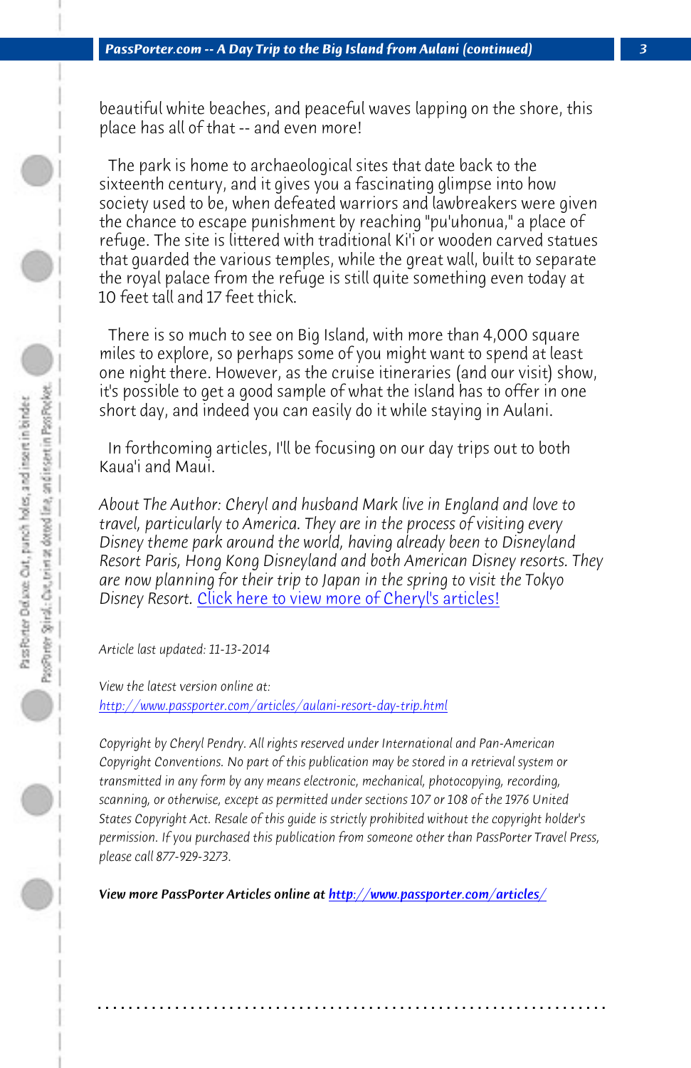beautiful white beaches, and peaceful waves lapping on the shore, this place has all of that -- and even more!

The park is home to archaeological sites that date back to the sixteenth century, and it gives you a fascinating glimpse into how society used to be, when defeated warriors and lawbreakers were given the chance to escape punishment by reaching "pu'uhonua," a place of refuge. The site is littered with traditional Ki'i or wooden carved statues that guarded the various temples, while the great wall, built to separate the royal palace from the refuge is still quite something even today at 10 feet tall and 17 feet thick.

There is so much to see on Big Island, with more than 4,000 square miles to explore, so perhaps some of you might want to spend at least one night there. However, as the cruise itineraries (and our visit) show, it's possible to get a good sample of what the island has to offer in one short day, and indeed you can easily do it while staying in Aulani.

In forthcoming articles, I'll be focusing on our day trips out to both Kaua'i and Maui.

*About The Author: Cheryl and husband Mark live in England and love to travel, particularly to America. They are in the process of visiting every Disney theme park around the world, having already been to Disneyland Resort Paris, Hong Kong Disneyland and both American Disney resorts. They are now planning for their trip to Japan in the spring to visit the Tokyo Disney Resort.* Click here to view more of Cheryl's articles!

*Article last updated: 11-13-2014*

*View the latest version online at:*
*http://www.passporter.com/articles/aulani-resort-day-trip.html*

*Copyright by Cheryl Pendry. All rights reserved under International and Pan-American Copyright Conventions. No part of this publication may be stored in a retrieval system or transmitted in any form by any means electronic, mechanical, photocopying, recording, scanning, or otherwise, except as permitted under sections 107 or 108 of the 1976 United States Copyright Act. Resale of this guide is strictly prohibited without the copyright holder's permission. If you purchased this publication from someone other than PassPorter Travel Press, please call 877-929-3273.*

***View more PassPorter Articles online at http://www.passporter.com/articles/***